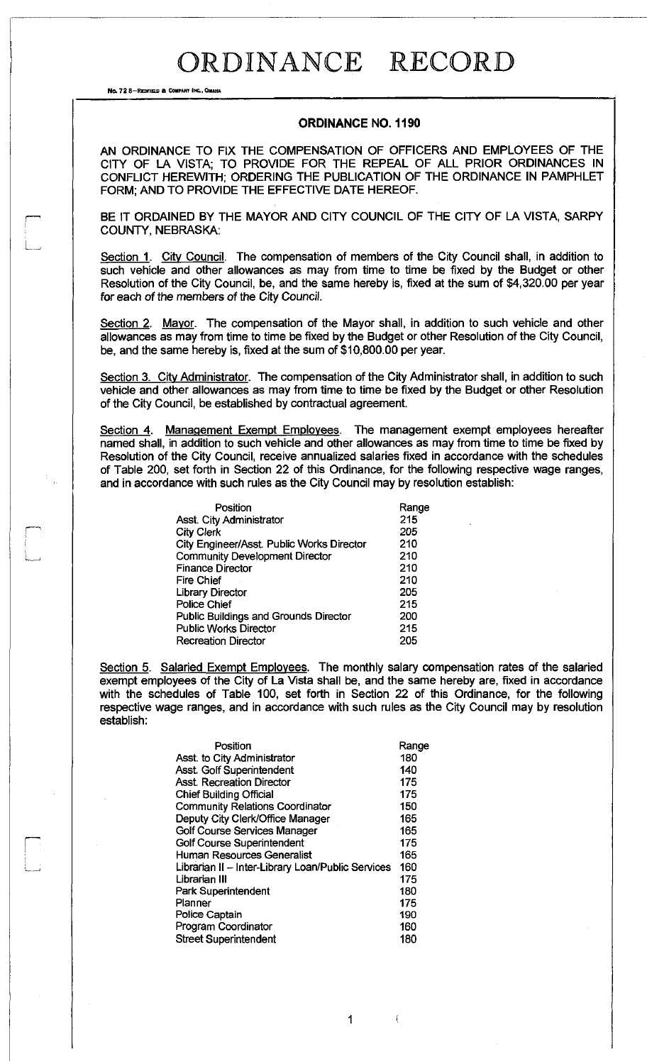# ORDINANCE RECORD

No. 72 8—REDFIELD & COMPANY INC., OMAHA

## ORDINANCE NO. 1190

AN ORDINANCE TO FIX THE COMPENSATION OF OFFICERS AND EMPLOYEES OF THE CITY OF LA VISTA; TO PROVIDE FOR THE REPEAL OF ALL PRIOR ORDINANCES IN CONFLICT HEREWITH; ORDERING THE PUBLICATION OF THE ORDINANCE IN PAMPHLET FORM; AND TO PROVIDE THE EFFECTIVE DATE HEREOF.

BE IT ORDAINED BY THE MAYOR AND CITY COUNCIL OF THE CITY OF LA VISTA, SARPY COUNTY, NEBRASKA:

Section 1. City Council. The compensation of members of the City Council shall, in addition to such vehicle and other allowances as may from time to time be fixed by the Budget or other Resolution of the City Council, be, and the same hereby is, fixed at the sum of $4,320.00 per year for each of the members of the City Council.

Section 2. Mayor. The compensation of the Mayor shall, in addition to such vehicle and other allowances as may from time to time be fixed by the Budget or other Resolution of the City Council, be, and the same hereby is, fixed at the sum of $10,800.00 per year.

Section 3. City Administrator. The compensation of the City Administrator shall, in addition to such vehicle and other allowances as may from time to time be fixed by the Budget or other Resolution of the City Council, be established by contractual agreement.

Section 4. Management Exempt Employees. The management exempt employees hereafter named shall, in addition to such vehicle and other allowances as may from time to time be fixed by Resolution of the City Council, receive annualized salaries fixed in accordance with the schedules of Table 200, set forth in Section 22 of this Ordinance, for the following respective wage ranges, and in accordance with such rules as the City Council may by resolution establish:

| Position | Range |
|---|---|
| Asst. City Administrator | 215 |
| City Clerk | 205 |
| City Engineer/Asst. Public Works Director | 210 |
| Community Development Director | 210 |
| Finance Director | 210 |
| Fire Chief | 210 |
| Library Director | 205 |
| Police Chief | 215 |
| Public Buildings and Grounds Director | 200 |
| Public Works Director | 215 |
| Recreation Director | 205 |

Section 5. Salaried Exempt Employees. The monthly salary compensation rates of the salaried exempt employees of the City of La Vista shall be, and the same hereby are, fixed in accordance with the schedules of Table 100, set forth in Section 22 of this Ordinance, for the following respective wage ranges, and in accordance with such rules as the City Council may by resolution establish:

| Position | Range |
|---|---|
| Asst. to City Administrator | 180 |
| Asst. Golf Superintendent | 140 |
| Asst. Recreation Director | 175 |
| Chief Building Official | 175 |
| Community Relations Coordinator | 150 |
| Deputy City Clerk/Office Manager | 165 |
| Golf Course Services Manager | 165 |
| Golf Course Superintendent | 175 |
| Human Resources Generalist | 165 |
| Librarian II – Inter-Library Loan/Public Services | 160 |
| Librarian III | 175 |
| Park Superintendent | 180 |
| Planner | 175 |
| Police Captain | 190 |
| Program Coordinator | 160 |
| Street Superintendent | 180 |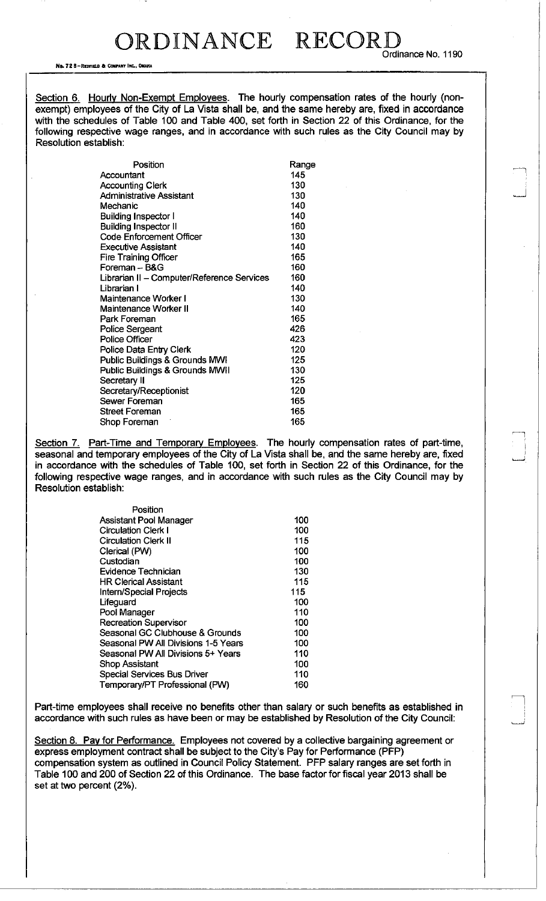Section 6. Hourly Non-Exempt Employees. The hourly compensation rates of the hourly (non-exempt) employees of the City of La Vista shall be, and the same hereby are, fixed in accordance with the schedules of Table 100 and Table 400, set forth in Section 22 of this Ordinance, for the following respective wage ranges, and in accordance with such rules as the City Council may by Resolution establish:

| Position | Range |
|---|---|
| Accountant | 145 |
| Accounting Clerk | 130 |
| Administrative Assistant | 130 |
| Mechanic | 140 |
| Building Inspector I | 140 |
| Building Inspector II | 160 |
| Code Enforcement Officer | 130 |
| Executive Assistant | 140 |
| Fire Training Officer | 165 |
| Foreman – B&G | 160 |
| Librarian II – Computer/Reference Services | 160 |
| Librarian I | 140 |
| Maintenance Worker I | 130 |
| Maintenance Worker II | 140 |
| Park Foreman | 165 |
| Police Sergeant | 426 |
| Police Officer | 423 |
| Police Data Entry Clerk | 120 |
| Public Buildings & Grounds MWI | 125 |
| Public Buildings & Grounds MWII | 130 |
| Secretary II | 125 |
| Secretary/Receptionist | 120 |
| Sewer Foreman | 165 |
| Street Foreman | 165 |
| Shop Foreman | 165 |

Section 7. Part-Time and Temporary Employees. The hourly compensation rates of part-time, seasonal and temporary employees of the City of La Vista shall be, and the same hereby are, fixed in accordance with the schedules of Table 100, set forth in Section 22 of this Ordinance, for the following respective wage ranges, and in accordance with such rules as the City Council may by Resolution establish:

| Position | |
|---|---|
| Assistant Pool Manager | 100 |
| Circulation Clerk I | 100 |
| Circulation Clerk II | 115 |
| Clerical (PW) | 100 |
| Custodian | 100 |
| Evidence Technician | 130 |
| HR Clerical Assistant | 115 |
| Intern/Special Projects | 115 |
| Lifeguard | 100 |
| Pool Manager | 110 |
| Recreation Supervisor | 100 |
| Seasonal GC Clubhouse & Grounds | 100 |
| Seasonal PW All Divisions 1-5 Years | 100 |
| Seasonal PW All Divisions 5+ Years | 110 |
| Shop Assistant | 100 |
| Special Services Bus Driver | 110 |
| Temporary/PT Professional (PW) | 160 |

Part-time employees shall receive no benefits other than salary or such benefits as established in accordance with such rules as have been or may be established by Resolution of the City Council:

Section 8. Pay for Performance. Employees not covered by a collective bargaining agreement or express employment contract shall be subject to the City's Pay for Performance (PFP) compensation system as outlined in Council Policy Statement. PFP salary ranges are set forth in Table 100 and 200 of Section 22 of this Ordinance. The base factor for fiscal year 2013 shall be set at two percent (2%).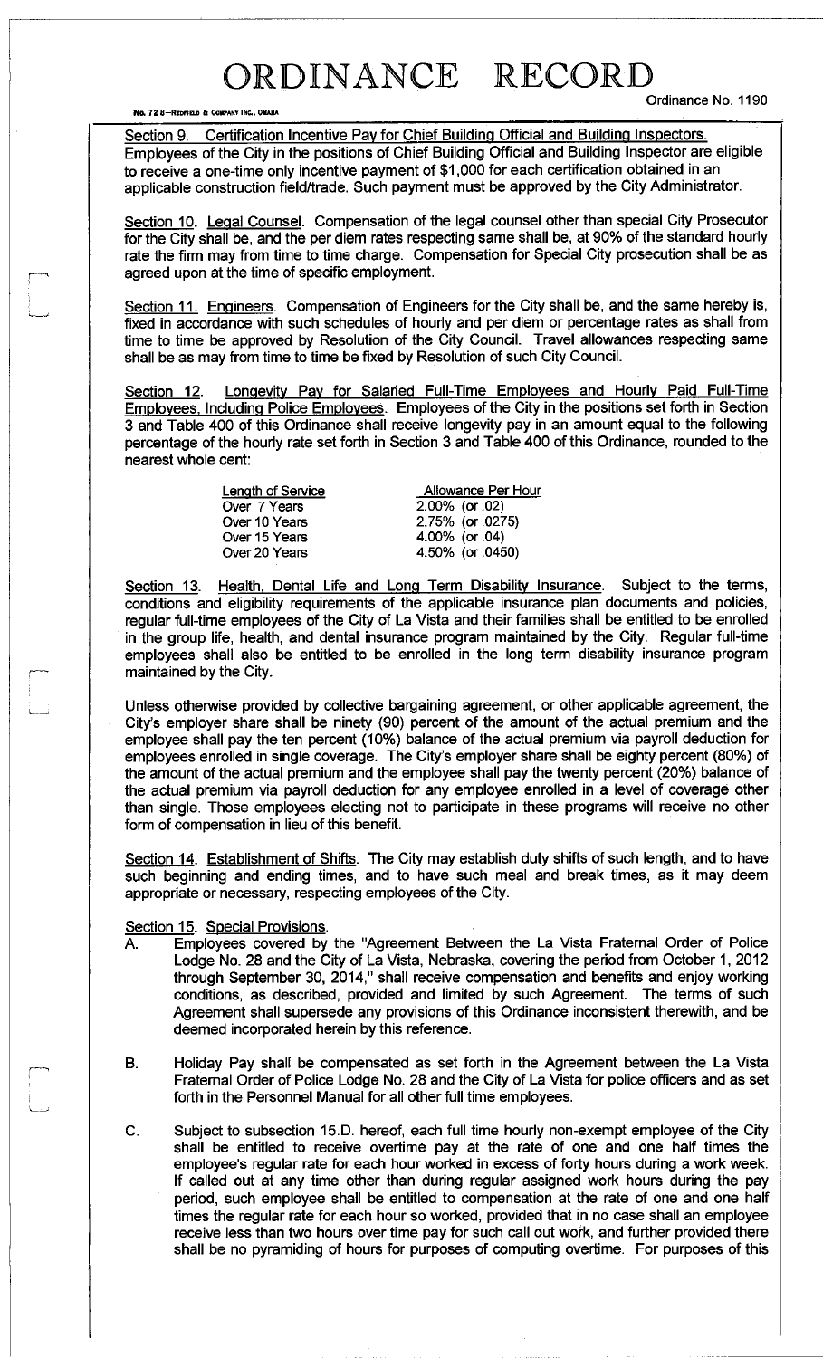# ORDINANCE RECORD

Ordinance No. 1190

Section 9. Certification Incentive Pay for Chief Building Official and Building Inspectors. Employees of the City in the positions of Chief Building Official and Building Inspector are eligible to receive a one-time only incentive payment of $1,000 for each certification obtained in an applicable construction field/trade. Such payment must be approved by the City Administrator.

Section 10. Legal Counsel. Compensation of the legal counsel other than special City Prosecutor for the City shall be, and the per diem rates respecting same shall be, at 90% of the standard hourly rate the firm may from time to time charge. Compensation for Special City prosecution shall be as agreed upon at the time of specific employment.

Section 11. Engineers. Compensation of Engineers for the City shall be, and the same hereby is, fixed in accordance with such schedules of hourly and per diem or percentage rates as shall from time to time be approved by Resolution of the City Council. Travel allowances respecting same shall be as may from time to time be fixed by Resolution of such City Council.

Section 12. Longevity Pay for Salaried Full-Time Employees and Hourly Paid Full-Time Employees, Including Police Employees. Employees of the City in the positions set forth in Section 3 and Table 400 of this Ordinance shall receive longevity pay in an amount equal to the following percentage of the hourly rate set forth in Section 3 and Table 400 of this Ordinance, rounded to the nearest whole cent:

| Length of Service | Allowance Per Hour |
|---|---|
| Over 7 Years | 2.00% (or .02) |
| Over 10 Years | 2.75% (or .0275) |
| Over 15 Years | 4.00% (or .04) |
| Over 20 Years | 4.50% (or .0450) |

Section 13. Health, Dental Life and Long Term Disability Insurance. Subject to the terms, conditions and eligibility requirements of the applicable insurance plan documents and policies, regular full-time employees of the City of La Vista and their families shall be entitled to be enrolled in the group life, health, and dental insurance program maintained by the City. Regular full-time employees shall also be entitled to be enrolled in the long term disability insurance program maintained by the City.

Unless otherwise provided by collective bargaining agreement, or other applicable agreement, the City's employer share shall be ninety (90) percent of the amount of the actual premium and the employee shall pay the ten percent (10%) balance of the actual premium via payroll deduction for employees enrolled in single coverage. The City's employer share shall be eighty percent (80%) of the amount of the actual premium and the employee shall pay the twenty percent (20%) balance of the actual premium via payroll deduction for any employee enrolled in a level of coverage other than single. Those employees electing not to participate in these programs will receive no other form of compensation in lieu of this benefit.

Section 14. Establishment of Shifts. The City may establish duty shifts of such length, and to have such beginning and ending times, and to have such meal and break times, as it may deem appropriate or necessary, respecting employees of the City.

Section 15. Special Provisions.

A. Employees covered by the "Agreement Between the La Vista Fraternal Order of Police Lodge No. 28 and the City of La Vista, Nebraska, covering the period from October 1, 2012 through September 30, 2014," shall receive compensation and benefits and enjoy working conditions, as described, provided and limited by such Agreement. The terms of such Agreement shall supersede any provisions of this Ordinance inconsistent therewith, and be deemed incorporated herein by this reference.

B. Holiday Pay shall be compensated as set forth in the Agreement between the La Vista Fraternal Order of Police Lodge No. 28 and the City of La Vista for police officers and as set forth in the Personnel Manual for all other full time employees.

C. Subject to subsection 15.D. hereof, each full time hourly non-exempt employee of the City shall be entitled to receive overtime pay at the rate of one and one half times the employee's regular rate for each hour worked in excess of forty hours during a work week. If called out at any time other than during regular assigned work hours during the pay period, such employee shall be entitled to compensation at the rate of one and one half times the regular rate for each hour so worked, provided that in no case shall an employee receive less than two hours over time pay for such call out work, and further provided there shall be no pyramiding of hours for purposes of computing overtime. For purposes of this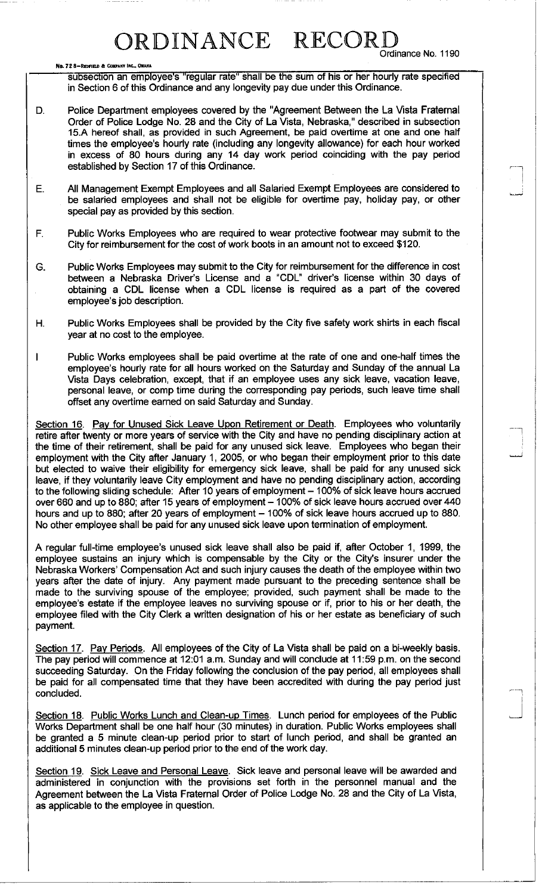subsection an employee's "regular rate" shall be the sum of his or her hourly rate specified in Section 6 of this Ordinance and any longevity pay due under this Ordinance.

D. Police Department employees covered by the "Agreement Between the La Vista Fraternal Order of Police Lodge No. 28 and the City of La Vista, Nebraska," described in subsection 15.A hereof shall, as provided in such Agreement, be paid overtime at one and one half times the employee's hourly rate (including any longevity allowance) for each hour worked in excess of 80 hours during any 14 day work period coinciding with the pay period established by Section 17 of this Ordinance.

E. All Management Exempt Employees and all Salaried Exempt Employees are considered to be salaried employees and shall not be eligible for overtime pay, holiday pay, or other special pay as provided by this section.

F. Public Works Employees who are required to wear protective footwear may submit to the City for reimbursement for the cost of work boots in an amount not to exceed $120.

G. Public Works Employees may submit to the City for reimbursement for the difference in cost between a Nebraska Driver's License and a "CDL" driver's license within 30 days of obtaining a CDL license when a CDL license is required as a part of the covered employee's job description.

H. Public Works Employees shall be provided by the City five safety work shirts in each fiscal year at no cost to the employee.

I Public Works employees shall be paid overtime at the rate of one and one-half times the employee's hourly rate for all hours worked on the Saturday and Sunday of the annual La Vista Days celebration, except, that if an employee uses any sick leave, vacation leave, personal leave, or comp time during the corresponding pay periods, such leave time shall offset any overtime earned on said Saturday and Sunday.

Section 16. Pay for Unused Sick Leave Upon Retirement or Death. Employees who voluntarily retire after twenty or more years of service with the City and have no pending disciplinary action at the time of their retirement, shall be paid for any unused sick leave. Employees who began their employment with the City after January 1, 2005, or who began their employment prior to this date but elected to waive their eligibility for emergency sick leave, shall be paid for any unused sick leave, if they voluntarily leave City employment and have no pending disciplinary action, according to the following sliding schedule: After 10 years of employment – 100% of sick leave hours accrued over 660 and up to 880; after 15 years of employment – 100% of sick leave hours accrued over 440 hours and up to 880; after 20 years of employment – 100% of sick leave hours accrued up to 880. No other employee shall be paid for any unused sick leave upon termination of employment.

A regular full-time employee's unused sick leave shall also be paid if, after October 1, 1999, the employee sustains an injury which is compensable by the City or the City's insurer under the Nebraska Workers' Compensation Act and such injury causes the death of the employee within two years after the date of injury. Any payment made pursuant to the preceding sentence shall be made to the surviving spouse of the employee; provided, such payment shall be made to the employee's estate if the employee leaves no surviving spouse or if, prior to his or her death, the employee filed with the City Clerk a written designation of his or her estate as beneficiary of such payment.

Section 17. Pay Periods. All employees of the City of La Vista shall be paid on a bi-weekly basis. The pay period will commence at 12:01 a.m. Sunday and will conclude at 11:59 p.m. on the second succeeding Saturday. On the Friday following the conclusion of the pay period, all employees shall be paid for all compensated time that they have been accredited with during the pay period just concluded.

Section 18. Public Works Lunch and Clean-up Times. Lunch period for employees of the Public Works Department shall be one half hour (30 minutes) in duration. Public Works employees shall be granted a 5 minute clean-up period prior to start of lunch period, and shall be granted an additional 5 minutes clean-up period prior to the end of the work day.

Section 19. Sick Leave and Personal Leave. Sick leave and personal leave will be awarded and administered in conjunction with the provisions set forth in the personnel manual and the Agreement between the La Vista Fraternal Order of Police Lodge No. 28 and the City of La Vista, as applicable to the employee in question.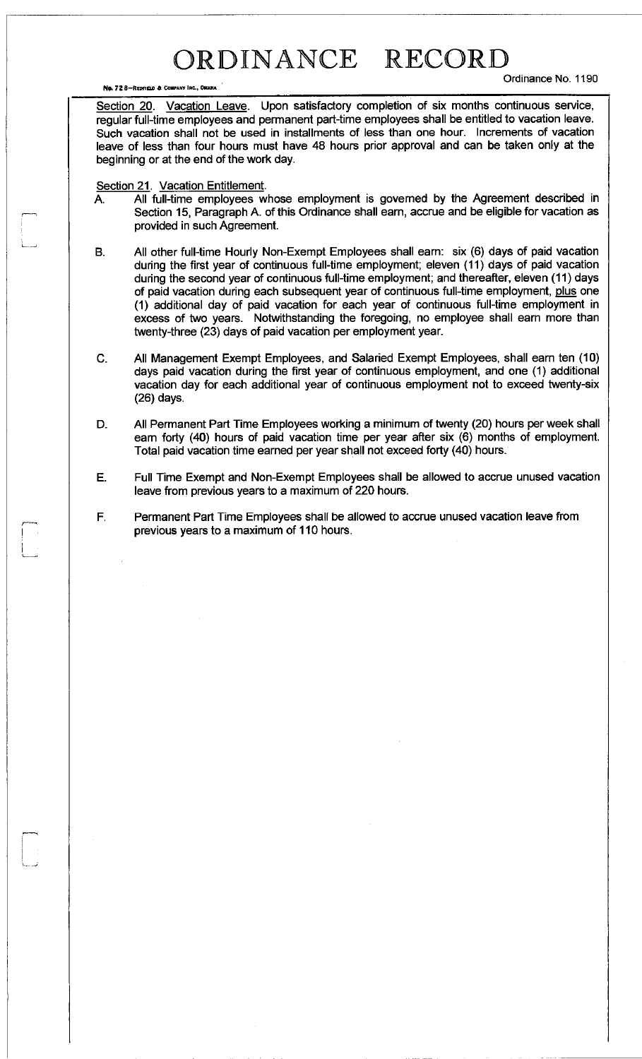Section 20. Vacation Leave. Upon satisfactory completion of six months continuous service, regular full-time employees and permanent part-time employees shall be entitled to vacation leave. Such vacation shall not be used in installments of less than one hour. Increments of vacation leave of less than four hours must have 48 hours prior approval and can be taken only at the beginning or at the end of the work day.

Section 21. Vacation Entitlement.

A. All full-time employees whose employment is governed by the Agreement described in Section 15, Paragraph A. of this Ordinance shall earn, accrue and be eligible for vacation as provided in such Agreement.

B. All other full-time Hourly Non-Exempt Employees shall earn: six (6) days of paid vacation during the first year of continuous full-time employment; eleven (11) days of paid vacation during the second year of continuous full-time employment; and thereafter, eleven (11) days of paid vacation during each subsequent year of continuous full-time employment, plus one (1) additional day of paid vacation for each year of continuous full-time employment in excess of two years. Notwithstanding the foregoing, no employee shall earn more than twenty-three (23) days of paid vacation per employment year.

C. All Management Exempt Employees, and Salaried Exempt Employees, shall earn ten (10) days paid vacation during the first year of continuous employment, and one (1) additional vacation day for each additional year of continuous employment not to exceed twenty-six (26) days.

D. All Permanent Part Time Employees working a minimum of twenty (20) hours per week shall earn forty (40) hours of paid vacation time per year after six (6) months of employment. Total paid vacation time earned per year shall not exceed forty (40) hours.

E. Full Time Exempt and Non-Exempt Employees shall be allowed to accrue unused vacation leave from previous years to a maximum of 220 hours.

F. Permanent Part Time Employees shall be allowed to accrue unused vacation leave from previous years to a maximum of 110 hours.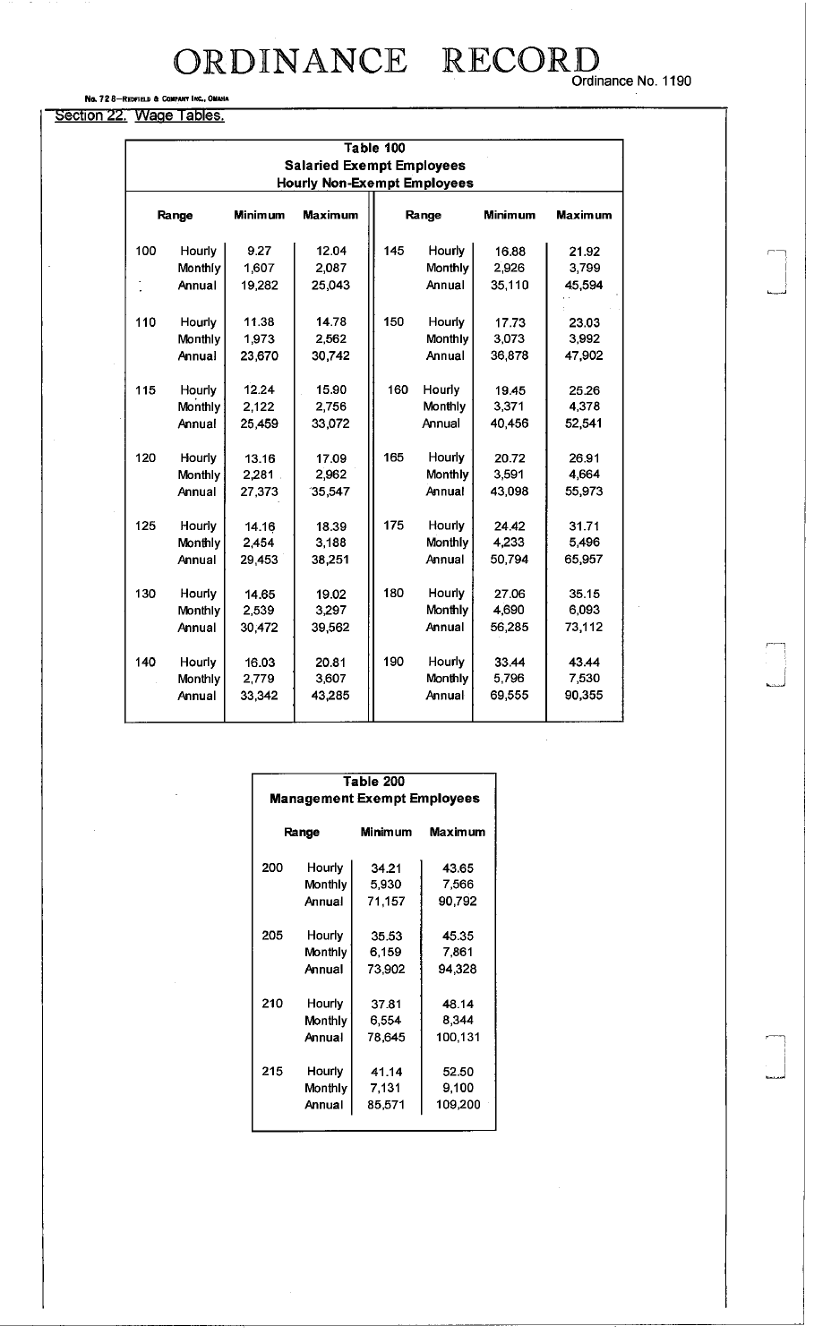# ORDINANCE RECORD

Ordinance No. 1190

## Section 22. Wage Tables.

| Table 100 | | | | | | | |
|---|---|---|---|---|---|---|---|
| **Salaried Exempt Employees** | | | | | | | |
| **Hourly Non-Exempt Employees** | | | | | | | |
| **Range** | | **Minimum** | **Maximum** | **Range** | | **Minimum** | **Maximum** |
| 100 | Hourly | 9.27 | 12.04 | 145 | Hourly | 16.88 | 21.92 |
| | Monthly | 1,607 | 2,087 | | Monthly | 2,926 | 3,799 |
| | Annual | 19,282 | 25,043 | | Annual | 35,110 | 45,594 |
| 110 | Hourly | 11.38 | 14.78 | 150 | Hourly | 17.73 | 23.03 |
| | Monthly | 1,973 | 2,562 | | Monthly | 3,073 | 3,992 |
| | Annual | 23,670 | 30,742 | | Annual | 36,878 | 47,902 |
| 115 | Hourly | 12.24 | 15.90 | 160 | Hourly | 19.45 | 25.26 |
| | Monthly | 2,122 | 2,756 | | Monthly | 3,371 | 4,378 |
| | Annual | 25,459 | 33,072 | | Annual | 40,456 | 52,541 |
| 120 | Hourly | 13.16 | 17.09 | 165 | Hourly | 20.72 | 26.91 |
| | Monthly | 2,281 | 2,962 | | Monthly | 3,591 | 4,664 |
| | Annual | 27,373 | 35,547 | | Annual | 43,098 | 55,973 |
| 125 | Hourly | 14.16 | 18.39 | 175 | Hourly | 24.42 | 31.71 |
| | Monthly | 2,454 | 3,188 | | Monthly | 4,233 | 5,496 |
| | Annual | 29,453 | 38,251 | | Annual | 50,794 | 65,957 |
| 130 | Hourly | 14.65 | 19.02 | 180 | Hourly | 27.06 | 35.15 |
| | Monthly | 2,539 | 3,297 | | Monthly | 4,690 | 6,093 |
| | Annual | 30,472 | 39,562 | | Annual | 56,285 | 73,112 |
| 140 | Hourly | 16.03 | 20.81 | 190 | Hourly | 33.44 | 43.44 |
| | Monthly | 2,779 | 3,607 | | Monthly | 5,796 | 7,530 |
| | Annual | 33,342 | 43,285 | | Annual | 69,555 | 90,355 |

| Table 200 | | | |
|---|---|---|---|
| **Management Exempt Employees** | | | |
| **Range** | | **Minimum** | **Maximum** |
| 200 | Hourly | 34.21 | 43.65 |
| | Monthly | 5,930 | 7,566 |
| | Annual | 71,157 | 90,792 |
| 205 | Hourly | 35.53 | 45.35 |
| | Monthly | 6,159 | 7,861 |
| | Annual | 73,902 | 94,328 |
| 210 | Hourly | 37.81 | 48.14 |
| | Monthly | 6,554 | 8,344 |
| | Annual | 78,645 | 100,131 |
| 215 | Hourly | 41.14 | 52.50 |
| | Monthly | 7,131 | 9,100 |
| | Annual | 85,571 | 109,200 |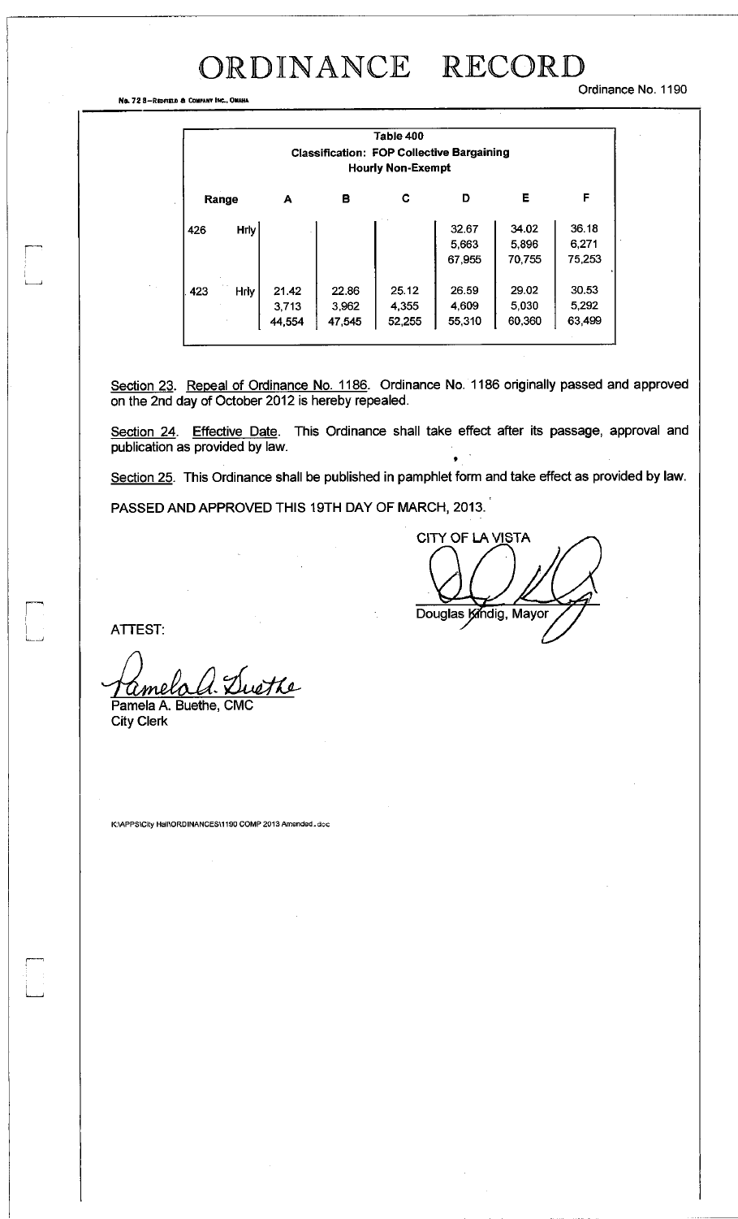# ORDINANCE RECORD

Ordinance No. 1190

| Table 400 | | | | | | | |
|---|---|---|---|---|---|---|---|
| **Classification: FOP Collective Bargaining** | | | | | | | |
| **Hourly Non-Exempt** | | | | | | | |
| **Range** | | **A** | **B** | **C** | **D** | **E** | **F** |
| 426 | Hrly | | | | 32.67<br>5,663<br>67,955 | 34.02<br>5,896<br>70,755 | 36.18<br>6,271<br>75,253 |
| 423 | Hrly | 21.42<br>3,713<br>44,554 | 22.86<br>3,962<br>47,545 | 25.12<br>4,355<br>52,255 | 26.59<br>4,609<br>55,310 | 29.02<br>5,030<br>60,360 | 30.53<br>5,292<br>63,499 |

Section 23. Repeal of Ordinance No. 1186. Ordinance No. 1186 originally passed and approved on the 2nd day of October 2012 is hereby repealed.

Section 24. Effective Date. This Ordinance shall take effect after its passage, approval and publication as provided by law.

Section 25. This Ordinance shall be published in pamphlet form and take effect as provided by law.

PASSED AND APPROVED THIS 19TH DAY OF MARCH, 2013.

CITY OF LA VISTA

Douglas Kindig, Mayor

ATTEST:

Pamela A. Buethe, CMC
City Clerk

K:\APPS\City Hall\ORDINANCES\1190 COMP 2013 Amended.doc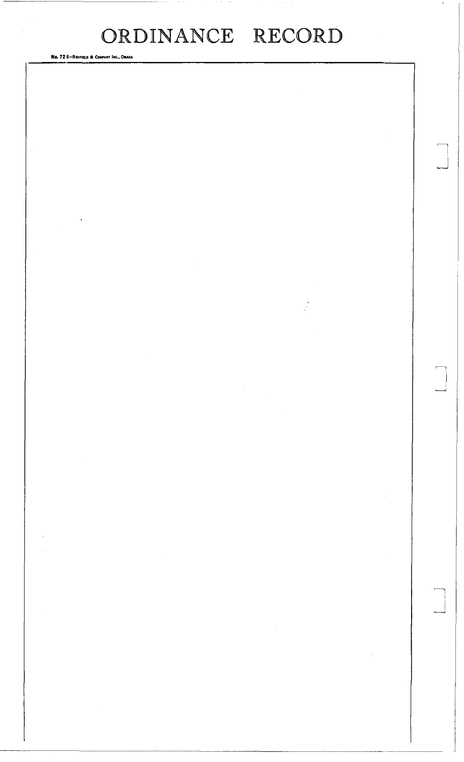# ORDINANCE RECORD

No. 72 8—Redfield & Company Inc., Omaha